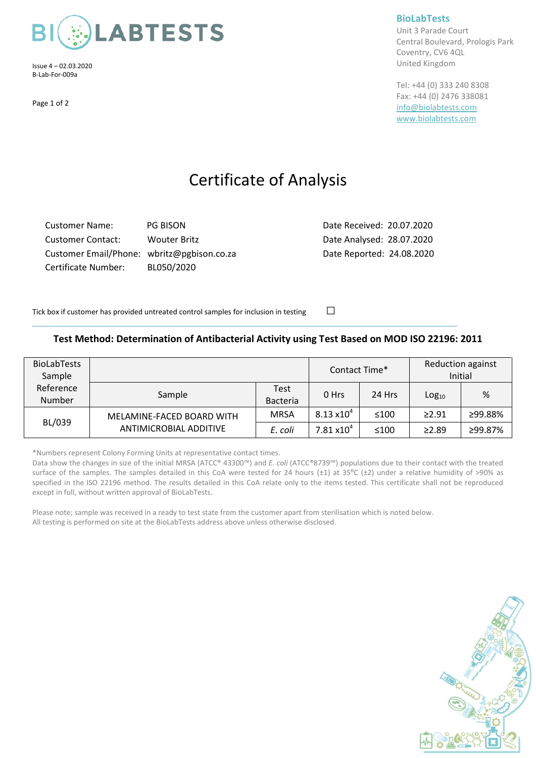BIOLABTESTS

Issue 4 – 02.03.2020
B-Lab-For-009a

**BioLabTests**
Unit 3 Parade Court
Central Boulevard, Prologis Park
Coventry, CV6 4QL
United Kingdom

Tel: +44 (0) 333 240 8308
Fax: +44 (0) 2476 338081
info@biolabtests.com
www.biolabtests.com

# Certificate of Analysis

Customer Name: PG BISON
Customer Contact: Wouter Britz
Customer Email/Phone: wbritz@pgbison.co.za
Certificate Number: BL050/2020

Date Received: 20.07.2020
Date Analysed: 28.07.2020
Date Reported: 24.08.2020

Tick box if customer has provided untreated control samples for inclusion in testing ☐

### Test Method: Determination of Antibacterial Activity using Test Based on MOD ISO 22196: 2011

| BioLabTests Sample Reference Number | Sample | Test Bacteria | Contact Time* | | Reduction against Initial | |
|---|---|---|---|---|---|---|
| | | | 0 Hrs | 24 Hrs | $Log_{10}$ | % |
| BL/039 | MELAMINE-FACED BOARD WITH ANTIMICROBIAL ADDITIVE | MRSA | $8.13 \times 10^4$ | ≤100 | ≥2.91 | ≥99.88% |
| | | *E. coli* | $7.81 \times 10^4$ | ≤100 | ≥2.89 | ≥99.87% |

*Numbers represent Colony Forming Units at representative contact times.

Data show the changes in size of the initial MRSA (ATCC® 43300™) and *E. coli* (ATCC®8739™) populations due to their contact with the treated surface of the samples. The samples detailed in this CoA were tested for 24 hours (±1) at 35°C (±2) under a relative humidity of >90% as specified in the ISO 22196 method. The results detailed in this CoA relate only to the items tested. This certificate shall not be reproduced except in full, without written approval of BioLabTests.

Please note; sample was received in a ready to test state from the customer apart from sterilisation which is noted below.
All testing is performed on site at the BioLabTests address above unless otherwise disclosed.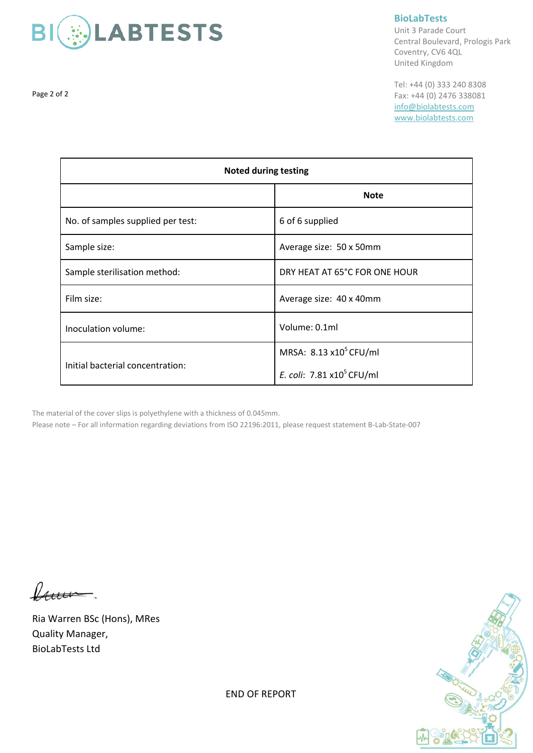**BioLabTests**
Unit 3 Parade Court
Central Boulevard, Prologis Park
Coventry, CV6 4QL
United Kingdom

Tel: +44 (0) 333 240 8308
Fax: +44 (0) 2476 338081
info@biolabtests.com
www.biolabtests.com

| Noted during testing | |
|---|---|
| | **Note** |
| No. of samples supplied per test: | 6 of 6 supplied |
| Sample size: | Average size: 50 x 50mm |
| Sample sterilisation method: | DRY HEAT AT 65°C FOR ONE HOUR |
| Film size: | Average size: 40 x 40mm |
| Inoculation volume: | Volume: 0.1ml |
| Initial bacterial concentration: | MRSA: 8.13 x$10^5$ CFU/ml<br>*E. coli*: 7.81 x$10^5$ CFU/ml |

The material of the cover slips is polyethylene with a thickness of 0.045mm.
Please note – For all information regarding deviations from ISO 22196:2011, please request statement B-Lab-State-007

Ria Warren BSc (Hons), MRes
Quality Manager,
BioLabTests Ltd

END OF REPORT